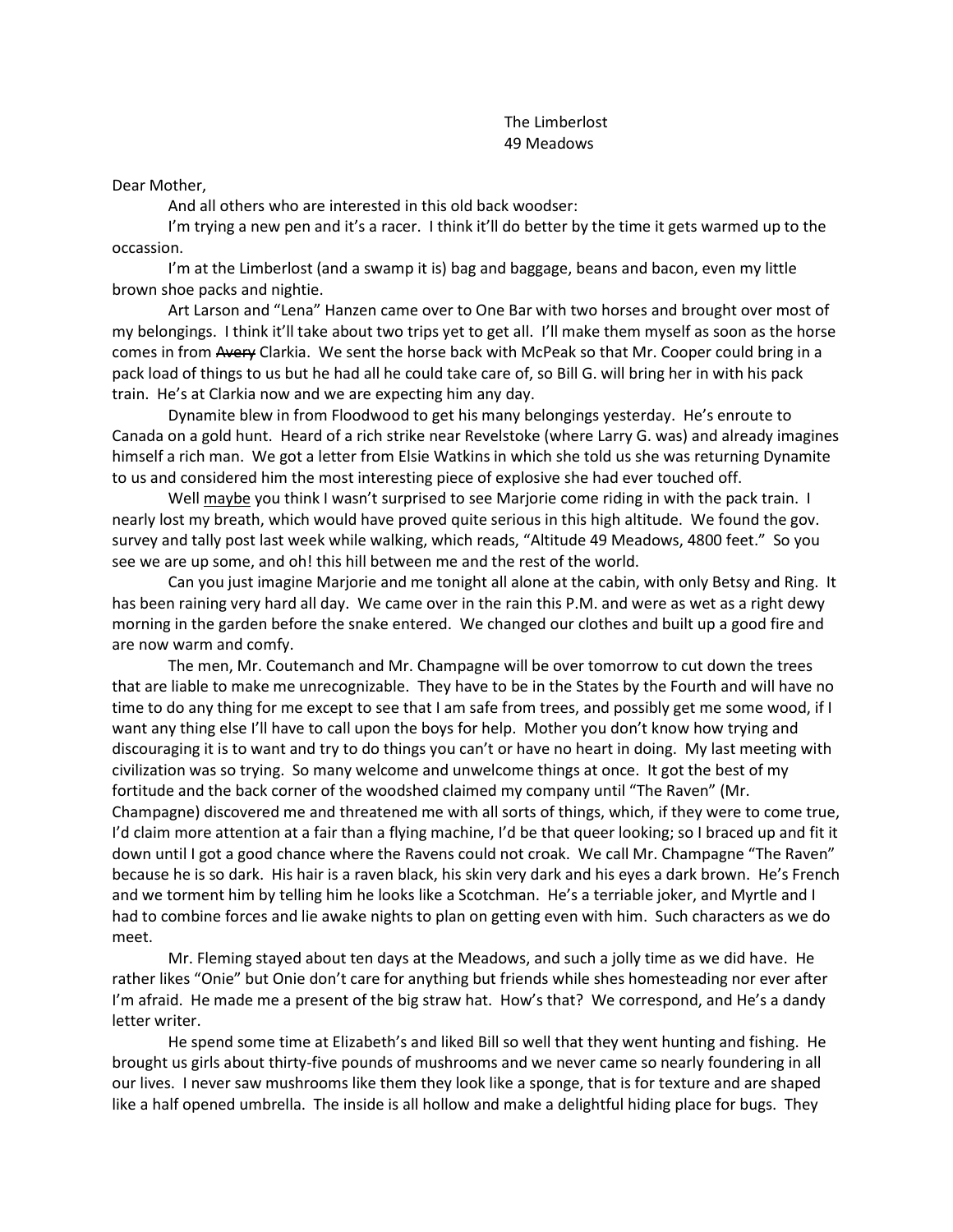The Limberlost
49 Meadows

Dear Mother,

And all others who are interested in this old back woodser:

I'm trying a new pen and it's a racer. I think it'll do better by the time it gets warmed up to the occassion.

I'm at the Limberlost (and a swamp it is) bag and baggage, beans and bacon, even my little brown shoe packs and nightie.

Art Larson and "Lena" Hanzen came over to One Bar with two horses and brought over most of my belongings. I think it'll take about two trips yet to get all. I'll make them myself as soon as the horse comes in from ~~Avery~~ Clarkia. We sent the horse back with McPeak so that Mr. Cooper could bring in a pack load of things to us but he had all he could take care of, so Bill G. will bring her in with his pack train. He's at Clarkia now and we are expecting him any day.

Dynamite blew in from Floodwood to get his many belongings yesterday. He's enroute to Canada on a gold hunt. Heard of a rich strike near Revelstoke (where Larry G. was) and already imagines himself a rich man. We got a letter from Elsie Watkins in which she told us she was returning Dynamite to us and considered him the most interesting piece of explosive she had ever touched off.

Well <u>maybe</u> you think I wasn't surprised to see Marjorie come riding in with the pack train. I nearly lost my breath, which would have proved quite serious in this high altitude. We found the gov. survey and tally post last week while walking, which reads, "Altitude 49 Meadows, 4800 feet." So you see we are up some, and oh! this hill between me and the rest of the world.

Can you just imagine Marjorie and me tonight all alone at the cabin, with only Betsy and Ring. It has been raining very hard all day. We came over in the rain this P.M. and were as wet as a right dewy morning in the garden before the snake entered. We changed our clothes and built up a good fire and are now warm and comfy.

The men, Mr. Coutemanch and Mr. Champagne will be over tomorrow to cut down the trees that are liable to make me unrecognizable. They have to be in the States by the Fourth and will have no time to do any thing for me except to see that I am safe from trees, and possibly get me some wood, if I want any thing else I'll have to call upon the boys for help. Mother you don't know how trying and discouraging it is to want and try to do things you can't or have no heart in doing. My last meeting with civilization was so trying. So many welcome and unwelcome things at once. It got the best of my fortitude and the back corner of the woodshed claimed my company until "The Raven" (Mr. Champagne) discovered me and threatened me with all sorts of things, which, if they were to come true, I'd claim more attention at a fair than a flying machine, I'd be that queer looking; so I braced up and fit it down until I got a good chance where the Ravens could not croak. We call Mr. Champagne "The Raven" because he is so dark. His hair is a raven black, his skin very dark and his eyes a dark brown. He's French and we torment him by telling him he looks like a Scotchman. He's a terriable joker, and Myrtle and I had to combine forces and lie awake nights to plan on getting even with him. Such characters as we do meet.

Mr. Fleming stayed about ten days at the Meadows, and such a jolly time as we did have. He rather likes "Onie" but Onie don't care for anything but friends while shes homesteading nor ever after I'm afraid. He made me a present of the big straw hat. How's that? We correspond, and He's a dandy letter writer.

He spend some time at Elizabeth's and liked Bill so well that they went hunting and fishing. He brought us girls about thirty-five pounds of mushrooms and we never came so nearly foundering in all our lives. I never saw mushrooms like them they look like a sponge, that is for texture and are shaped like a half opened umbrella. The inside is all hollow and make a delightful hiding place for bugs. They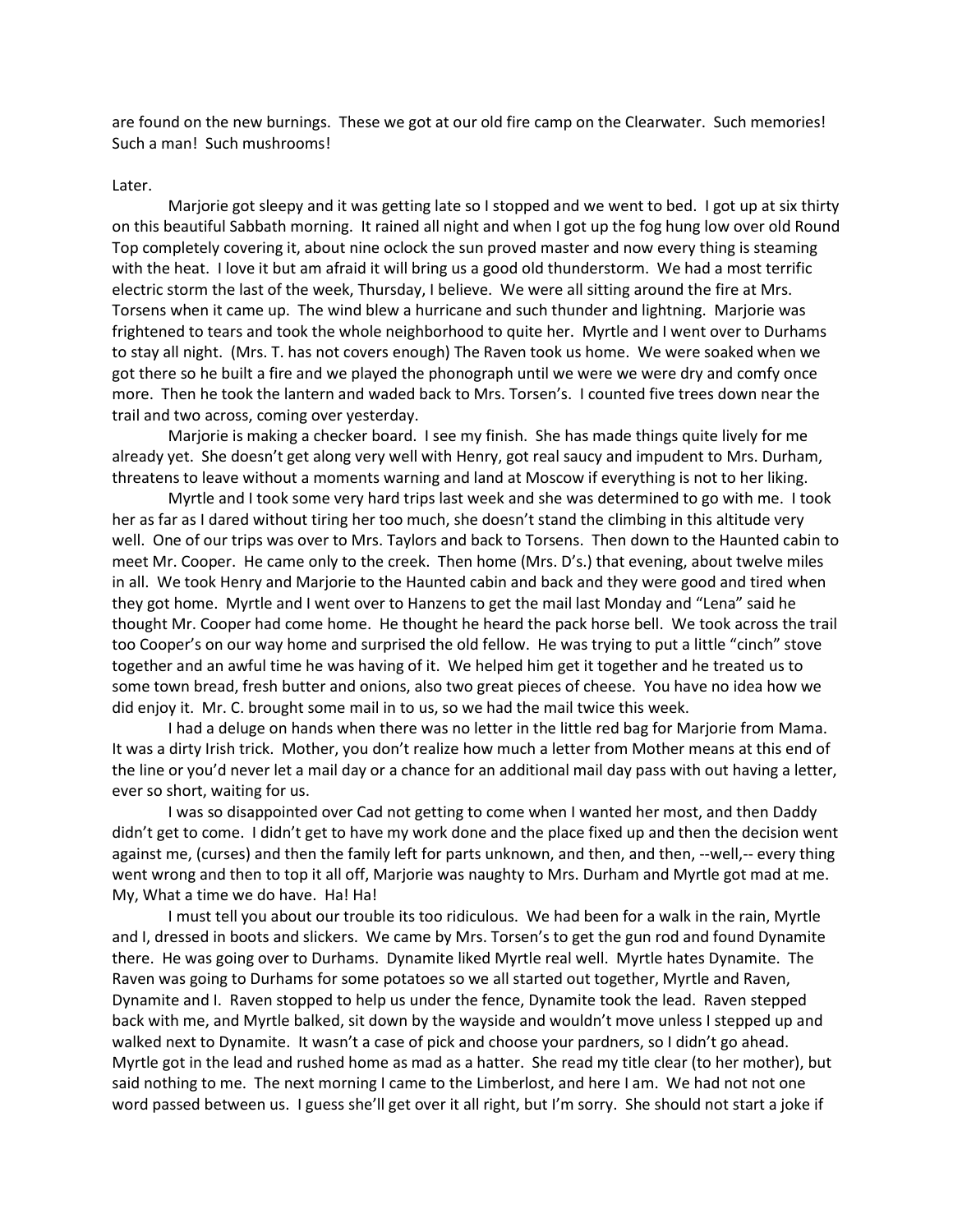are found on the new burnings. These we got at our old fire camp on the Clearwater. Such memories! Such a man! Such mushrooms!

Later.

Marjorie got sleepy and it was getting late so I stopped and we went to bed. I got up at six thirty on this beautiful Sabbath morning. It rained all night and when I got up the fog hung low over old Round Top completely covering it, about nine oclock the sun proved master and now every thing is steaming with the heat. I love it but am afraid it will bring us a good old thunderstorm. We had a most terrific electric storm the last of the week, Thursday, I believe. We were all sitting around the fire at Mrs. Torsens when it came up. The wind blew a hurricane and such thunder and lightning. Marjorie was frightened to tears and took the whole neighborhood to quite her. Myrtle and I went over to Durhams to stay all night. (Mrs. T. has not covers enough) The Raven took us home. We were soaked when we got there so he built a fire and we played the phonograph until we were we were dry and comfy once more. Then he took the lantern and waded back to Mrs. Torsen's. I counted five trees down near the trail and two across, coming over yesterday.

Marjorie is making a checker board. I see my finish. She has made things quite lively for me already yet. She doesn't get along very well with Henry, got real saucy and impudent to Mrs. Durham, threatens to leave without a moments warning and land at Moscow if everything is not to her liking.

Myrtle and I took some very hard trips last week and she was determined to go with me. I took her as far as I dared without tiring her too much, she doesn't stand the climbing in this altitude very well. One of our trips was over to Mrs. Taylors and back to Torsens. Then down to the Haunted cabin to meet Mr. Cooper. He came only to the creek. Then home (Mrs. D's.) that evening, about twelve miles in all. We took Henry and Marjorie to the Haunted cabin and back and they were good and tired when they got home. Myrtle and I went over to Hanzens to get the mail last Monday and "Lena" said he thought Mr. Cooper had come home. He thought he heard the pack horse bell. We took across the trail too Cooper's on our way home and surprised the old fellow. He was trying to put a little "cinch" stove together and an awful time he was having of it. We helped him get it together and he treated us to some town bread, fresh butter and onions, also two great pieces of cheese. You have no idea how we did enjoy it. Mr. C. brought some mail in to us, so we had the mail twice this week.

I had a deluge on hands when there was no letter in the little red bag for Marjorie from Mama. It was a dirty Irish trick. Mother, you don't realize how much a letter from Mother means at this end of the line or you'd never let a mail day or a chance for an additional mail day pass with out having a letter, ever so short, waiting for us.

I was so disappointed over Cad not getting to come when I wanted her most, and then Daddy didn't get to come. I didn't get to have my work done and the place fixed up and then the decision went against me, (curses) and then the family left for parts unknown, and then, and then, --well,-- every thing went wrong and then to top it all off, Marjorie was naughty to Mrs. Durham and Myrtle got mad at me. My, What a time we do have. Ha! Ha!

I must tell you about our trouble its too ridiculous. We had been for a walk in the rain, Myrtle and I, dressed in boots and slickers. We came by Mrs. Torsen's to get the gun rod and found Dynamite there. He was going over to Durhams. Dynamite liked Myrtle real well. Myrtle hates Dynamite. The Raven was going to Durhams for some potatoes so we all started out together, Myrtle and Raven, Dynamite and I. Raven stopped to help us under the fence, Dynamite took the lead. Raven stepped back with me, and Myrtle balked, sit down by the wayside and wouldn't move unless I stepped up and walked next to Dynamite. It wasn't a case of pick and choose your pardners, so I didn't go ahead. Myrtle got in the lead and rushed home as mad as a hatter. She read my title clear (to her mother), but said nothing to me. The next morning I came to the Limberlost, and here I am. We had not not one word passed between us. I guess she'll get over it all right, but I'm sorry. She should not start a joke if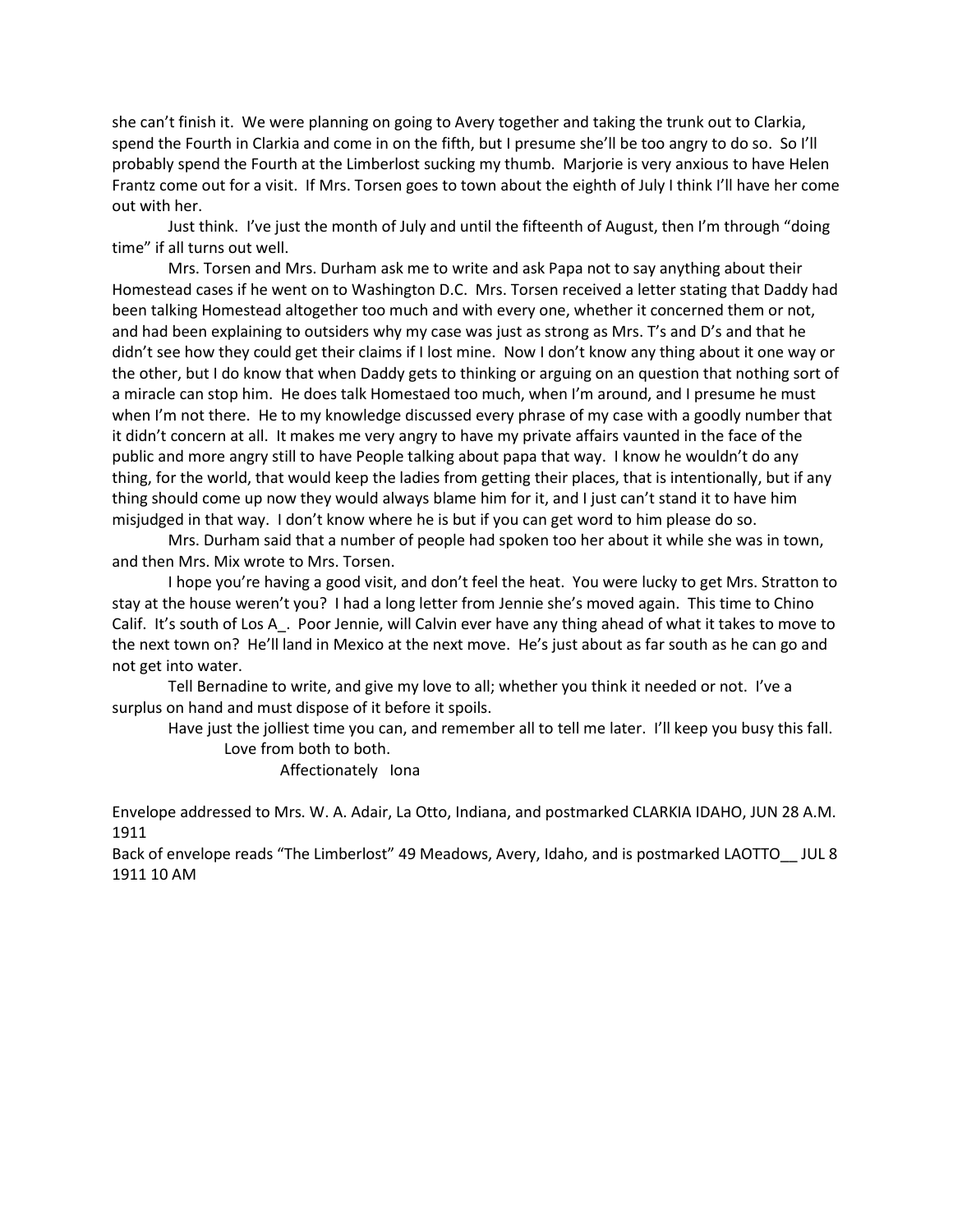she can't finish it. We were planning on going to Avery together and taking the trunk out to Clarkia, spend the Fourth in Clarkia and come in on the fifth, but I presume she'll be too angry to do so. So I'll probably spend the Fourth at the Limberlost sucking my thumb. Marjorie is very anxious to have Helen Frantz come out for a visit. If Mrs. Torsen goes to town about the eighth of July I think I'll have her come out with her.

Just think. I've just the month of July and until the fifteenth of August, then I'm through "doing time" if all turns out well.

Mrs. Torsen and Mrs. Durham ask me to write and ask Papa not to say anything about their Homestead cases if he went on to Washington D.C. Mrs. Torsen received a letter stating that Daddy had been talking Homestead altogether too much and with every one, whether it concerned them or not, and had been explaining to outsiders why my case was just as strong as Mrs. T's and D's and that he didn't see how they could get their claims if I lost mine. Now I don't know any thing about it one way or the other, but I do know that when Daddy gets to thinking or arguing on an question that nothing sort of a miracle can stop him. He does talk Homestaed too much, when I'm around, and I presume he must when I'm not there. He to my knowledge discussed every phrase of my case with a goodly number that it didn't concern at all. It makes me very angry to have my private affairs vaunted in the face of the public and more angry still to have People talking about papa that way. I know he wouldn't do any thing, for the world, that would keep the ladies from getting their places, that is intentionally, but if any thing should come up now they would always blame him for it, and I just can't stand it to have him misjudged in that way. I don't know where he is but if you can get word to him please do so.

Mrs. Durham said that a number of people had spoken too her about it while she was in town, and then Mrs. Mix wrote to Mrs. Torsen.

I hope you're having a good visit, and don't feel the heat. You were lucky to get Mrs. Stratton to stay at the house weren't you? I had a long letter from Jennie she's moved again. This time to Chino Calif. It's south of Los A_. Poor Jennie, will Calvin ever have any thing ahead of what it takes to move to the next town on? He'll land in Mexico at the next move. He's just about as far south as he can go and not get into water.

Tell Bernadine to write, and give my love to all; whether you think it needed or not. I've a surplus on hand and must dispose of it before it spoils.

Have just the jolliest time you can, and remember all to tell me later. I'll keep you busy this fall.

Love from both to both.

Affectionately Iona

Envelope addressed to Mrs. W. A. Adair, La Otto, Indiana, and postmarked CLARKIA IDAHO, JUN 28 A.M. 1911

Back of envelope reads "The Limberlost" 49 Meadows, Avery, Idaho, and is postmarked LAOTTO__ JUL 8 1911 10 AM